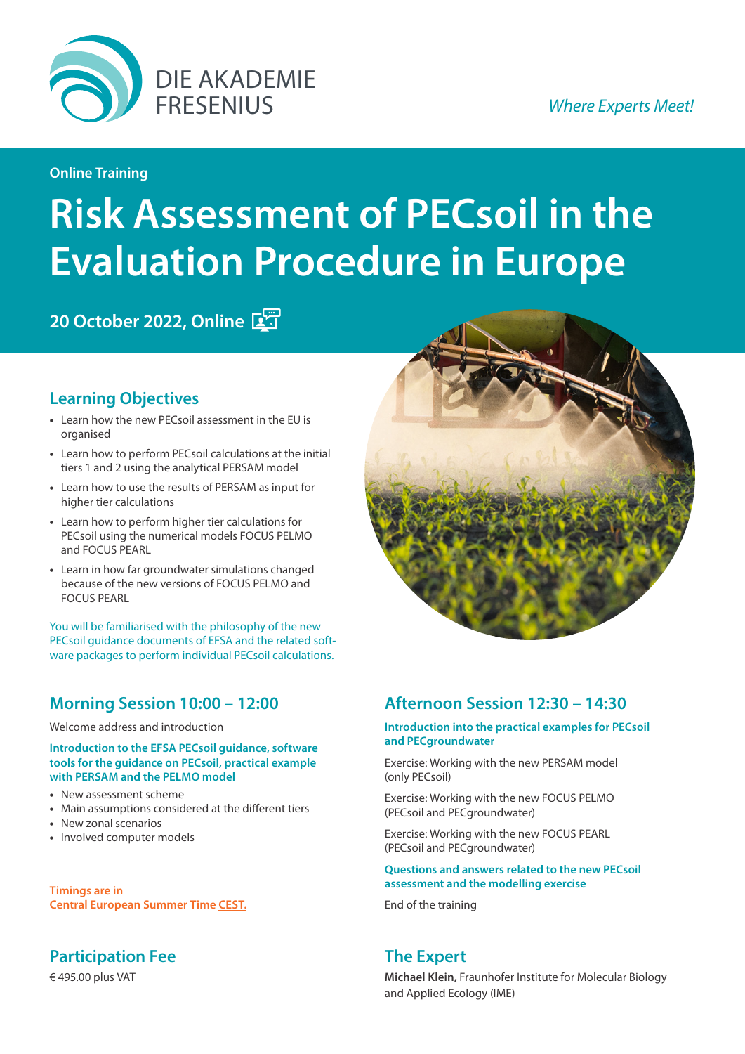DIE AKADEMIE FRESENIUS

*Where Experts Meet!*

**Online Training**

# Risk Assessment of PECsoil in the Evaluation Procedure in Europe

**20 October 2022, Online**

## Learning Objectives

- Learn how the new PECsoil assessment in the EU is organised
- Learn how to perform PECsoil calculations at the initial tiers 1 and 2 using the analytical PERSAM model
- Learn how to use the results of PERSAM as input for higher tier calculations
- Learn how to perform higher tier calculations for PECsoil using the numerical models FOCUS PELMO and FOCUS PEARL
- Learn in how far groundwater simulations changed because of the new versions of FOCUS PELMO and FOCUS PEARL

You will be familiarised with the philosophy of the new PECsoil guidance documents of EFSA and the related software packages to perform individual PECsoil calculations.

## Morning Session 10:00 – 12:00

Welcome address and introduction

**Introduction to the EFSA PECsoil guidance, software tools for the guidance on PECsoil, practical example with PERSAM and the PELMO model**

- New assessment scheme
- Main assumptions considered at the different tiers
- New zonal scenarios
- Involved computer models

**Timings are in Central European Summer Time CEST.**

## Afternoon Session 12:30 – 14:30

**Introduction into the practical examples for PECsoil and PECgroundwater**

Exercise: Working with the new PERSAM model (only PECsoil)

Exercise: Working with the new FOCUS PELMO (PECsoil and PECgroundwater)

Exercise: Working with the new FOCUS PEARL (PECsoil and PECgroundwater)

**Questions and answers related to the new PECsoil assessment and the modelling exercise**

End of the training

## Participation Fee

€ 495.00 plus VAT

## The Expert

**Michael Klein,** Fraunhofer Institute for Molecular Biology and Applied Ecology (IME)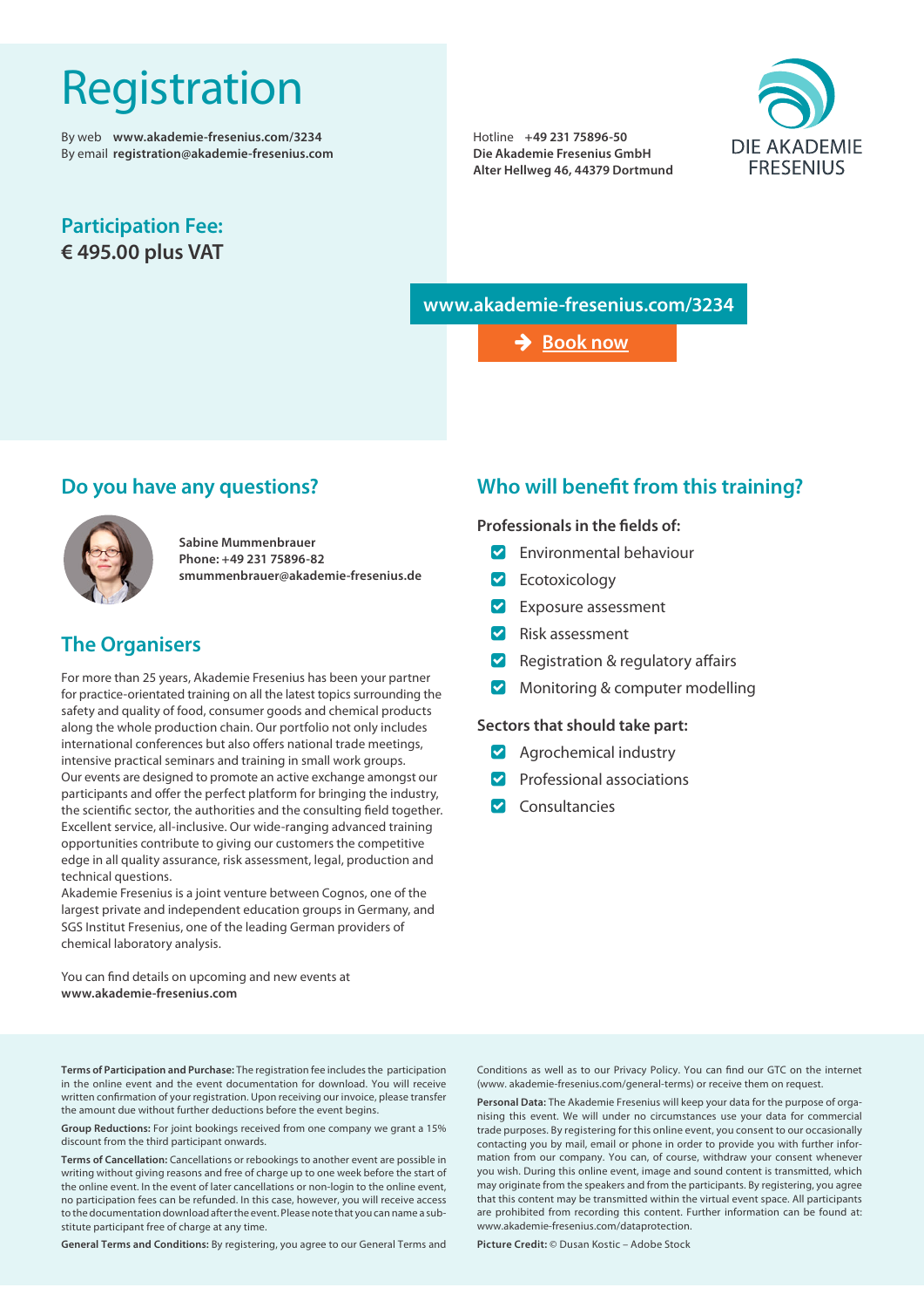# Registration

By web **www.akademie-fresenius.com/3234**
By email **registration@akademie-fresenius.com**

Hotline **+49 231 75896-50**
**Die Akademie Fresenius GmbH**
**Alter Hellweg 46, 44379 Dortmund**

DIE AKADEMIE FRESENIUS

## Participation Fee:

**€ 495.00 plus VAT**

**www.akademie-fresenius.com/3234**

**Book now**

## Do you have any questions?

**Sabine Mummenbrauer**
**Phone: +49 231 75896-82**
**smummenbrauer@akademie-fresenius.de**

## The Organisers

For more than 25 years, Akademie Fresenius has been your partner for practice-orientated training on all the latest topics surrounding the safety and quality of food, consumer goods and chemical products along the whole production chain. Our portfolio not only includes international conferences but also offers national trade meetings, intensive practical seminars and training in small work groups.
Our events are designed to promote an active exchange amongst our participants and offer the perfect platform for bringing the industry, the scientific sector, the authorities and the consulting field together. Excellent service, all-inclusive. Our wide-ranging advanced training opportunities contribute to giving our customers the competitive edge in all quality assurance, risk assessment, legal, production and technical questions.
Akademie Fresenius is a joint venture between Cognos, one of the largest private and independent education groups in Germany, and SGS Institut Fresenius, one of the leading German providers of chemical laboratory analysis.

You can find details on upcoming and new events at
**www.akademie-fresenius.com**

## Who will benefit from this training?

**Professionals in the fields of:**

- Environmental behaviour
- Ecotoxicology
- Exposure assessment
- Risk assessment
- Registration & regulatory affairs
- Monitoring & computer modelling

**Sectors that should take part:**

- Agrochemical industry
- Professional associations
- Consultancies

**Terms of Participation and Purchase:** The registration fee includes the participation in the online event and the event documentation for download. You will receive written confirmation of your registration. Upon receiving our invoice, please transfer the amount due without further deductions before the event begins.

**Group Reductions:** For joint bookings received from one company we grant a 15% discount from the third participant onwards.

**Terms of Cancellation:** Cancellations or rebookings to another event are possible in writing without giving reasons and free of charge up to one week before the start of the online event. In the event of later cancellations or non-login to the online event, no participation fees can be refunded. In this case, however, you will receive access to the documentation download after the event. Please note that you can name a substitute participant free of charge at any time.

**General Terms and Conditions:** By registering, you agree to our General Terms and Conditions as well as to our Privacy Policy. You can find our GTC on the internet (www. akademie-fresenius.com/general-terms) or receive them on request.

**Personal Data:** The Akademie Fresenius will keep your data for the purpose of organising this event. We will under no circumstances use your data for commercial trade purposes. By registering for this online event, you consent to our occasionally contacting you by mail, email or phone in order to provide you with further information from our company. You can, of course, withdraw your consent whenever you wish. During this online event, image and sound content is transmitted, which may originate from the speakers and from the participants. By registering, you agree that this content may be transmitted within the virtual event space. All participants are prohibited from recording this content. Further information can be found at: www.akademie-fresenius.com/dataprotection.

**Picture Credit:** © Dusan Kostic – Adobe Stock